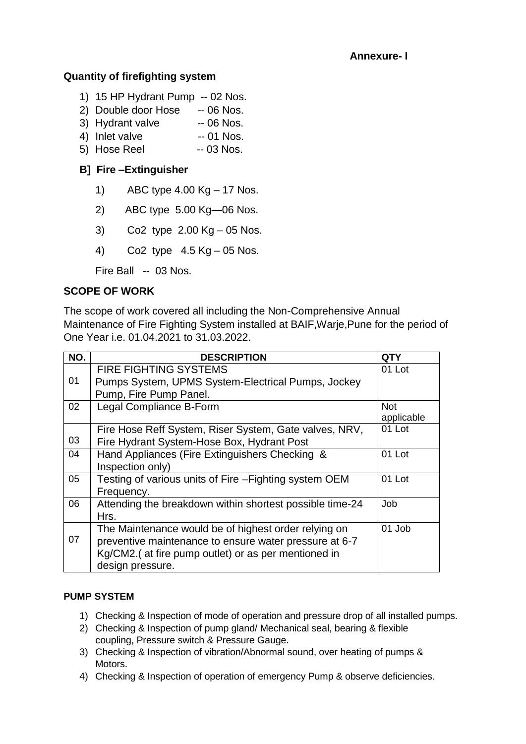**Annexure- I**

**Quantity of firefighting system**

1) 15 HP Hydrant Pump -- 02 Nos.
2) Double door Hose -- 06 Nos.
3) Hydrant valve -- 06 Nos.
4) Inlet valve -- 01 Nos.
5) Hose Reel -- 03 Nos.

**B] Fire –Extinguisher**

1) ABC type 4.00 Kg – 17 Nos.
2) ABC type 5.00 Kg—06 Nos.
3) Co2 type 2.00 Kg – 05 Nos.
4) Co2 type 4.5 Kg – 05 Nos.

Fire Ball -- 03 Nos.

**SCOPE OF WORK**

The scope of work covered all including the Non-Comprehensive Annual Maintenance of Fire Fighting System installed at BAIF,Warje,Pune for the period of One Year i.e. 01.04.2021 to 31.03.2022.

| NO. | DESCRIPTION | QTY |
|---|---|---|
| 01 | FIRE FIGHTING SYSTEMS<br>Pumps System, UPMS System-Electrical Pumps, Jockey Pump, Fire Pump Panel. | 01 Lot |
| 02 | Legal Compliance B-Form | Not applicable |
| 03 | Fire Hose Reff System, Riser System, Gate valves, NRV, Fire Hydrant System-Hose Box, Hydrant Post | 01 Lot |
| 04 | Hand Appliances (Fire Extinguishers Checking & Inspection only) | 01 Lot |
| 05 | Testing of various units of Fire –Fighting system OEM Frequency. | 01 Lot |
| 06 | Attending the breakdown within shortest possible time-24 Hrs. | Job |
| 07 | The Maintenance would be of highest order relying on preventive maintenance to ensure water pressure at 6-7 Kg/CM2.( at fire pump outlet) or as per mentioned in design pressure. | 01 Job |

**PUMP SYSTEM**

1) Checking & Inspection of mode of operation and pressure drop of all installed pumps.
2) Checking & Inspection of pump gland/ Mechanical seal, bearing & flexible coupling, Pressure switch & Pressure Gauge.
3) Checking & Inspection of vibration/Abnormal sound, over heating of pumps & Motors.
4) Checking & Inspection of operation of emergency Pump & observe deficiencies.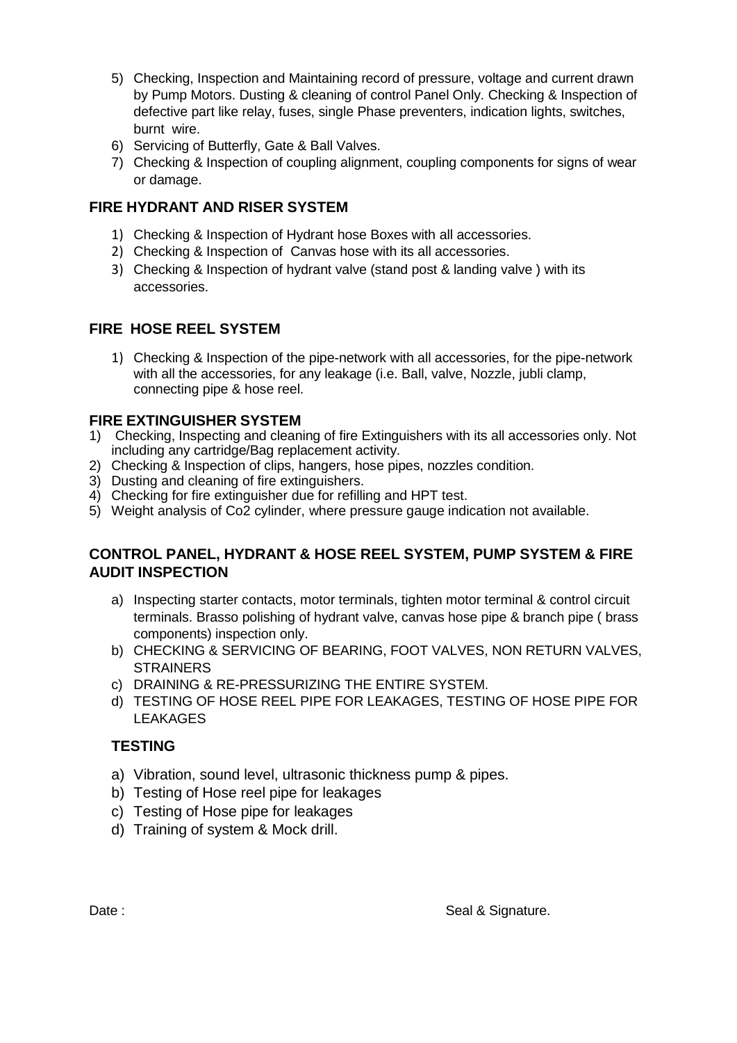5) Checking, Inspection and Maintaining record of pressure, voltage and current drawn by Pump Motors. Dusting & cleaning of control Panel Only. Checking & Inspection of defective part like relay, fuses, single Phase preventers, indication lights, switches, burnt wire.
6) Servicing of Butterfly, Gate & Ball Valves.
7) Checking & Inspection of coupling alignment, coupling components for signs of wear or damage.

## FIRE HYDRANT AND RISER SYSTEM

1) Checking & Inspection of Hydrant hose Boxes with all accessories.
2) Checking & Inspection of Canvas hose with its all accessories.
3) Checking & Inspection of hydrant valve (stand post & landing valve ) with its accessories.

## FIRE HOSE REEL SYSTEM

1) Checking & Inspection of the pipe-network with all accessories, for the pipe-network with all the accessories, for any leakage (i.e. Ball, valve, Nozzle, jubli clamp, connecting pipe & hose reel.

## FIRE EXTINGUISHER SYSTEM

1) Checking, Inspecting and cleaning of fire Extinguishers with its all accessories only. Not including any cartridge/Bag replacement activity.
2) Checking & Inspection of clips, hangers, hose pipes, nozzles condition.
3) Dusting and cleaning of fire extinguishers.
4) Checking for fire extinguisher due for refilling and HPT test.
5) Weight analysis of Co2 cylinder, where pressure gauge indication not available.

## CONTROL PANEL, HYDRANT & HOSE REEL SYSTEM, PUMP SYSTEM & FIRE AUDIT INSPECTION

a) Inspecting starter contacts, motor terminals, tighten motor terminal & control circuit terminals. Brasso polishing of hydrant valve, canvas hose pipe & branch pipe ( brass components) inspection only.
b) CHECKING & SERVICING OF BEARING, FOOT VALVES, NON RETURN VALVES, STRAINERS
c) DRAINING & RE-PRESSURIZING THE ENTIRE SYSTEM.
d) TESTING OF HOSE REEL PIPE FOR LEAKAGES, TESTING OF HOSE PIPE FOR LEAKAGES

## TESTING

a) Vibration, sound level, ultrasonic thickness pump & pipes.
b) Testing of Hose reel pipe for leakages
c) Testing of Hose pipe for leakages
d) Training of system & Mock drill.

Date : Seal & Signature.